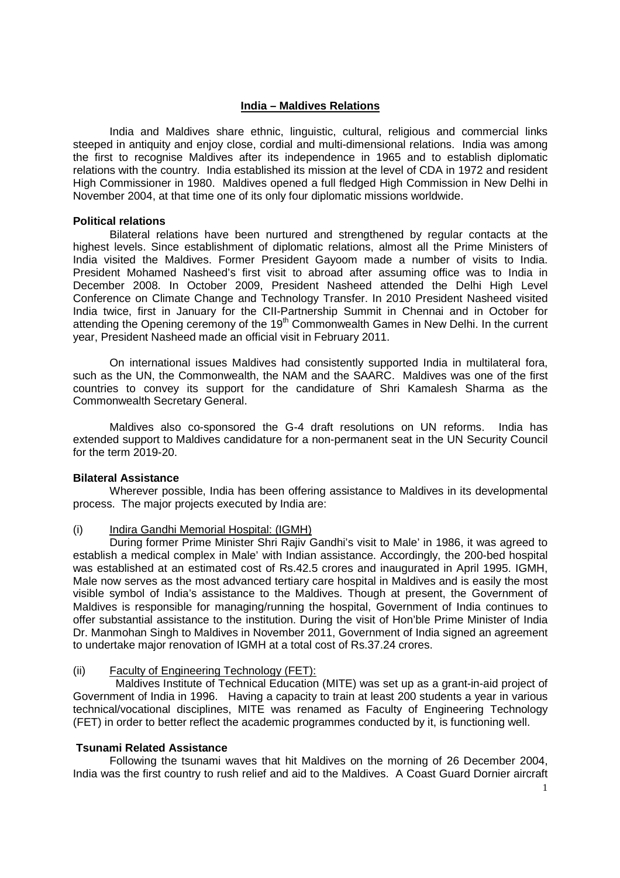# India – Maldives Relations

India and Maldives share ethnic, linguistic, cultural, religious and commercial links steeped in antiquity and enjoy close, cordial and multi-dimensional relations. India was among the first to recognise Maldives after its independence in 1965 and to establish diplomatic relations with the country. India established its mission at the level of CDA in 1972 and resident High Commissioner in 1980. Maldives opened a full fledged High Commission in New Delhi in November 2004, at that time one of its only four diplomatic missions worldwide.

**Political relations**

Bilateral relations have been nurtured and strengthened by regular contacts at the highest levels. Since establishment of diplomatic relations, almost all the Prime Ministers of India visited the Maldives. Former President Gayoom made a number of visits to India. President Mohamed Nasheed's first visit to abroad after assuming office was to India in December 2008. In October 2009, President Nasheed attended the Delhi High Level Conference on Climate Change and Technology Transfer. In 2010 President Nasheed visited India twice, first in January for the CII-Partnership Summit in Chennai and in October for attending the Opening ceremony of the 19th Commonwealth Games in New Delhi. In the current year, President Nasheed made an official visit in February 2011.

On international issues Maldives had consistently supported India in multilateral fora, such as the UN, the Commonwealth, the NAM and the SAARC. Maldives was one of the first countries to convey its support for the candidature of Shri Kamalesh Sharma as the Commonwealth Secretary General.

Maldives also co-sponsored the G-4 draft resolutions on UN reforms. India has extended support to Maldives candidature for a non-permanent seat in the UN Security Council for the term 2019-20.

**Bilateral Assistance**

Wherever possible, India has been offering assistance to Maldives in its developmental process. The major projects executed by India are:

(i) Indira Gandhi Memorial Hospital: (IGMH)

During former Prime Minister Shri Rajiv Gandhi's visit to Male' in 1986, it was agreed to establish a medical complex in Male' with Indian assistance. Accordingly, the 200-bed hospital was established at an estimated cost of Rs.42.5 crores and inaugurated in April 1995. IGMH, Male now serves as the most advanced tertiary care hospital in Maldives and is easily the most visible symbol of India's assistance to the Maldives. Though at present, the Government of Maldives is responsible for managing/running the hospital, Government of India continues to offer substantial assistance to the institution. During the visit of Hon'ble Prime Minister of India Dr. Manmohan Singh to Maldives in November 2011, Government of India signed an agreement to undertake major renovation of IGMH at a total cost of Rs.37.24 crores.

(ii) Faculty of Engineering Technology (FET):

Maldives Institute of Technical Education (MITE) was set up as a grant-in-aid project of Government of India in 1996. Having a capacity to train at least 200 students a year in various technical/vocational disciplines, MITE was renamed as Faculty of Engineering Technology (FET) in order to better reflect the academic programmes conducted by it, is functioning well.

**Tsunami Related Assistance**

Following the tsunami waves that hit Maldives on the morning of 26 December 2004, India was the first country to rush relief and aid to the Maldives. A Coast Guard Dornier aircraft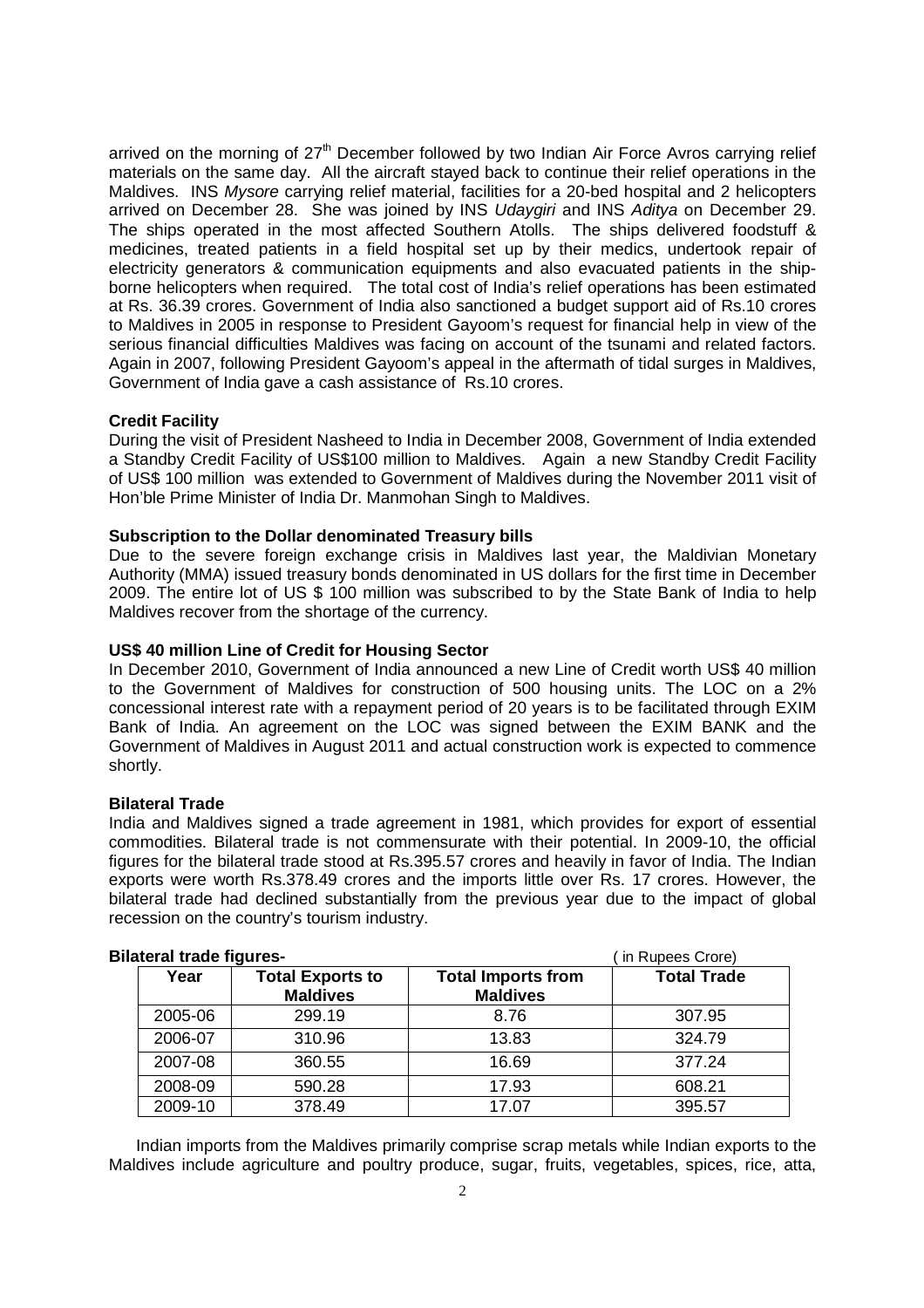arrived on the morning of 27th December followed by two Indian Air Force Avros carrying relief materials on the same day. All the aircraft stayed back to continue their relief operations in the Maldives. INS *Mysore* carrying relief material, facilities for a 20-bed hospital and 2 helicopters arrived on December 28. She was joined by INS *Udaygiri* and INS *Aditya* on December 29. The ships operated in the most affected Southern Atolls. The ships delivered foodstuff & medicines, treated patients in a field hospital set up by their medics, undertook repair of electricity generators & communication equipments and also evacuated patients in the ship-borne helicopters when required. The total cost of India's relief operations has been estimated at Rs. 36.39 crores. Government of India also sanctioned a budget support aid of Rs.10 crores to Maldives in 2005 in response to President Gayoom's request for financial help in view of the serious financial difficulties Maldives was facing on account of the tsunami and related factors. Again in 2007, following President Gayoom's appeal in the aftermath of tidal surges in Maldives, Government of India gave a cash assistance of Rs.10 crores.

**Credit Facility**

During the visit of President Nasheed to India in December 2008, Government of India extended a Standby Credit Facility of US$100 million to Maldives. Again a new Standby Credit Facility of US$ 100 million was extended to Government of Maldives during the November 2011 visit of Hon'ble Prime Minister of India Dr. Manmohan Singh to Maldives.

**Subscription to the Dollar denominated Treasury bills**

Due to the severe foreign exchange crisis in Maldives last year, the Maldivian Monetary Authority (MMA) issued treasury bonds denominated in US dollars for the first time in December 2009. The entire lot of US $ 100 million was subscribed to by the State Bank of India to help Maldives recover from the shortage of the currency.

**US$ 40 million Line of Credit for Housing Sector**

In December 2010, Government of India announced a new Line of Credit worth US$ 40 million to the Government of Maldives for construction of 500 housing units. The LOC on a 2% concessional interest rate with a repayment period of 20 years is to be facilitated through EXIM Bank of India. An agreement on the LOC was signed between the EXIM BANK and the Government of Maldives in August 2011 and actual construction work is expected to commence shortly.

**Bilateral Trade**

India and Maldives signed a trade agreement in 1981, which provides for export of essential commodities. Bilateral trade is not commensurate with their potential. In 2009-10, the official figures for the bilateral trade stood at Rs.395.57 crores and heavily in favor of India. The Indian exports were worth Rs.378.49 crores and the imports little over Rs. 17 crores. However, the bilateral trade had declined substantially from the previous year due to the impact of global recession on the country's tourism industry.

**Bilateral trade figures-** ( in Rupees Crore)

| Year | Total Exports to Maldives | Total Imports from Maldives | Total Trade |
|---|---|---|---|
| 2005-06 | 299.19 | 8.76 | 307.95 |
| 2006-07 | 310.96 | 13.83 | 324.79 |
| 2007-08 | 360.55 | 16.69 | 377.24 |
| 2008-09 | 590.28 | 17.93 | 608.21 |
| 2009-10 | 378.49 | 17.07 | 395.57 |

Indian imports from the Maldives primarily comprise scrap metals while Indian exports to the Maldives include agriculture and poultry produce, sugar, fruits, vegetables, spices, rice, atta,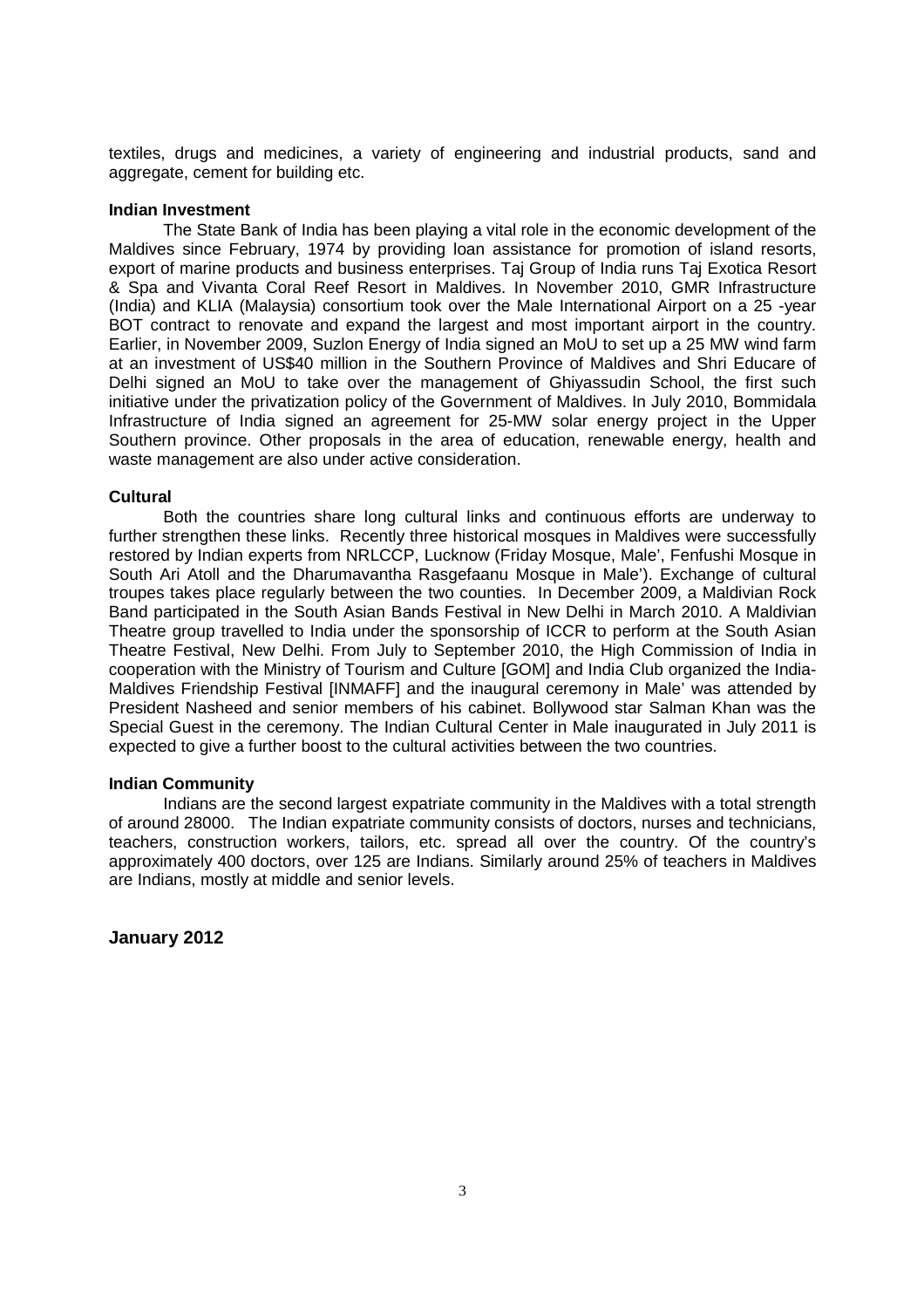textiles, drugs and medicines, a variety of engineering and industrial products, sand and aggregate, cement for building etc.

**Indian Investment**

The State Bank of India has been playing a vital role in the economic development of the Maldives since February, 1974 by providing loan assistance for promotion of island resorts, export of marine products and business enterprises. Taj Group of India runs Taj Exotica Resort & Spa and Vivanta Coral Reef Resort in Maldives. In November 2010, GMR Infrastructure (India) and KLIA (Malaysia) consortium took over the Male International Airport on a 25 -year BOT contract to renovate and expand the largest and most important airport in the country. Earlier, in November 2009, Suzlon Energy of India signed an MoU to set up a 25 MW wind farm at an investment of US$40 million in the Southern Province of Maldives and Shri Educare of Delhi signed an MoU to take over the management of Ghiyassudin School, the first such initiative under the privatization policy of the Government of Maldives. In July 2010, Bommidala Infrastructure of India signed an agreement for 25-MW solar energy project in the Upper Southern province. Other proposals in the area of education, renewable energy, health and waste management are also under active consideration.

**Cultural**

Both the countries share long cultural links and continuous efforts are underway to further strengthen these links. Recently three historical mosques in Maldives were successfully restored by Indian experts from NRLCCP, Lucknow (Friday Mosque, Male', Fenfushi Mosque in South Ari Atoll and the Dharumavantha Rasgefaanu Mosque in Male'). Exchange of cultural troupes takes place regularly between the two counties. In December 2009, a Maldivian Rock Band participated in the South Asian Bands Festival in New Delhi in March 2010. A Maldivian Theatre group travelled to India under the sponsorship of ICCR to perform at the South Asian Theatre Festival, New Delhi. From July to September 2010, the High Commission of India in cooperation with the Ministry of Tourism and Culture [GOM] and India Club organized the India-Maldives Friendship Festival [INMAFF] and the inaugural ceremony in Male' was attended by President Nasheed and senior members of his cabinet. Bollywood star Salman Khan was the Special Guest in the ceremony. The Indian Cultural Center in Male inaugurated in July 2011 is expected to give a further boost to the cultural activities between the two countries.

**Indian Community**

Indians are the second largest expatriate community in the Maldives with a total strength of around 28000. The Indian expatriate community consists of doctors, nurses and technicians, teachers, construction workers, tailors, etc. spread all over the country. Of the country's approximately 400 doctors, over 125 are Indians. Similarly around 25% of teachers in Maldives are Indians, mostly at middle and senior levels.

**January 2012**